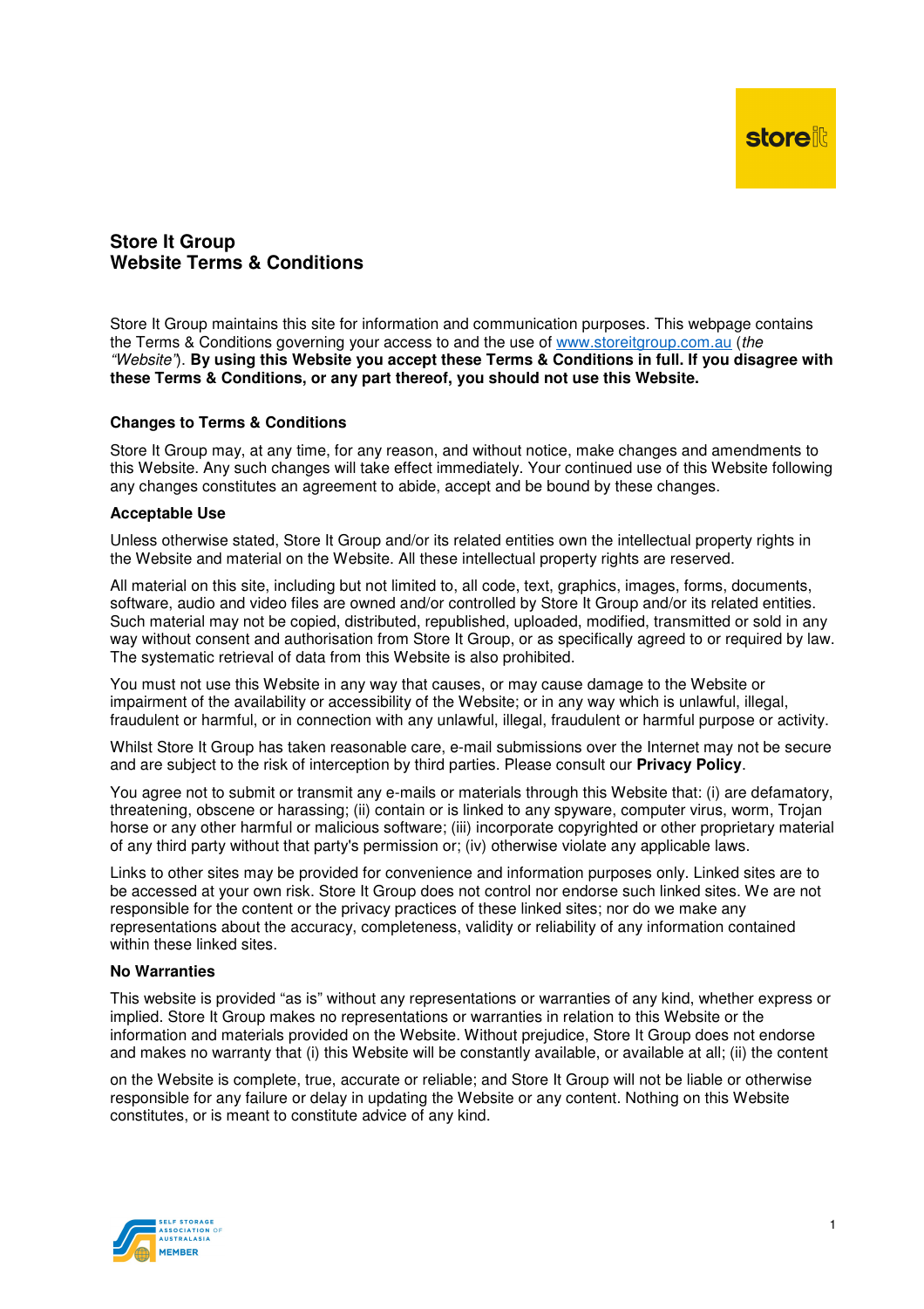# Store It Group
# Website Terms & Conditions

Store It Group maintains this site for information and communication purposes. This webpage contains the Terms & Conditions governing your access to and the use of www.storeitgroup.com.au (*the "Website"*). **By using this Website you accept these Terms & Conditions in full. If you disagree with these Terms & Conditions, or any part thereof, you should not use this Website.**

### Changes to Terms & Conditions

Store It Group may, at any time, for any reason, and without notice, make changes and amendments to this Website. Any such changes will take effect immediately. Your continued use of this Website following any changes constitutes an agreement to abide, accept and be bound by these changes.

### Acceptable Use

Unless otherwise stated, Store It Group and/or its related entities own the intellectual property rights in the Website and material on the Website. All these intellectual property rights are reserved.

All material on this site, including but not limited to, all code, text, graphics, images, forms, documents, software, audio and video files are owned and/or controlled by Store It Group and/or its related entities. Such material may not be copied, distributed, republished, uploaded, modified, transmitted or sold in any way without consent and authorisation from Store It Group, or as specifically agreed to or required by law. The systematic retrieval of data from this Website is also prohibited.

You must not use this Website in any way that causes, or may cause damage to the Website or impairment of the availability or accessibility of the Website; or in any way which is unlawful, illegal, fraudulent or harmful, or in connection with any unlawful, illegal, fraudulent or harmful purpose or activity.

Whilst Store It Group has taken reasonable care, e-mail submissions over the Internet may not be secure and are subject to the risk of interception by third parties. Please consult our **Privacy Policy**.

You agree not to submit or transmit any e-mails or materials through this Website that: (i) are defamatory, threatening, obscene or harassing; (ii) contain or is linked to any spyware, computer virus, worm, Trojan horse or any other harmful or malicious software; (iii) incorporate copyrighted or other proprietary material of any third party without that party's permission or; (iv) otherwise violate any applicable laws.

Links to other sites may be provided for convenience and information purposes only. Linked sites are to be accessed at your own risk. Store It Group does not control nor endorse such linked sites. We are not responsible for the content or the privacy practices of these linked sites; nor do we make any representations about the accuracy, completeness, validity or reliability of any information contained within these linked sites.

### No Warranties

This website is provided "as is" without any representations or warranties of any kind, whether express or implied. Store It Group makes no representations or warranties in relation to this Website or the information and materials provided on the Website. Without prejudice, Store It Group does not endorse and makes no warranty that (i) this Website will be constantly available, or available at all; (ii) the content on the Website is complete, true, accurate or reliable; and Store It Group will not be liable or otherwise responsible for any failure or delay in updating the Website or any content. Nothing on this Website constitutes, or is meant to constitute advice of any kind.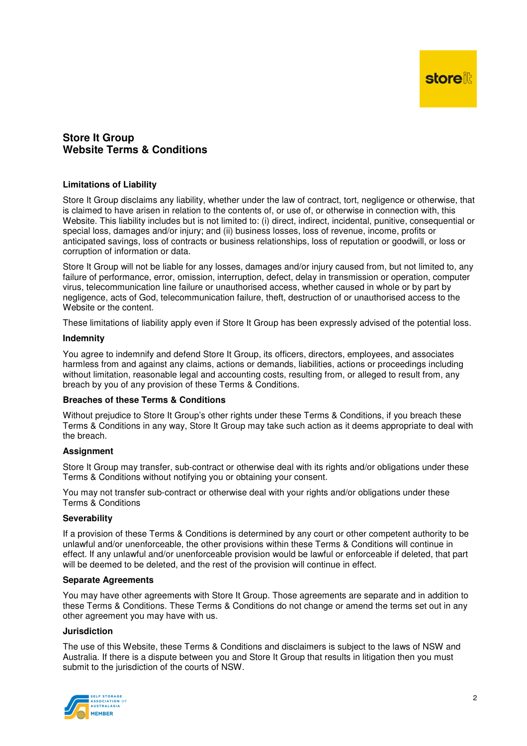## Store It Group
## Website Terms & Conditions

### Limitations of Liability

Store It Group disclaims any liability, whether under the law of contract, tort, negligence or otherwise, that is claimed to have arisen in relation to the contents of, or use of, or otherwise in connection with, this Website. This liability includes but is not limited to: (i) direct, indirect, incidental, punitive, consequential or special loss, damages and/or injury; and (ii) business losses, loss of revenue, income, profits or anticipated savings, loss of contracts or business relationships, loss of reputation or goodwill, or loss or corruption of information or data.

Store It Group will not be liable for any losses, damages and/or injury caused from, but not limited to, any failure of performance, error, omission, interruption, defect, delay in transmission or operation, computer virus, telecommunication line failure or unauthorised access, whether caused in whole or by part by negligence, acts of God, telecommunication failure, theft, destruction of or unauthorised access to the Website or the content.

These limitations of liability apply even if Store It Group has been expressly advised of the potential loss.

### Indemnity

You agree to indemnify and defend Store It Group, its officers, directors, employees, and associates harmless from and against any claims, actions or demands, liabilities, actions or proceedings including without limitation, reasonable legal and accounting costs, resulting from, or alleged to result from, any breach by you of any provision of these Terms & Conditions.

### Breaches of these Terms & Conditions

Without prejudice to Store It Group's other rights under these Terms & Conditions, if you breach these Terms & Conditions in any way, Store It Group may take such action as it deems appropriate to deal with the breach.

### Assignment

Store It Group may transfer, sub-contract or otherwise deal with its rights and/or obligations under these Terms & Conditions without notifying you or obtaining your consent.

You may not transfer sub-contract or otherwise deal with your rights and/or obligations under these Terms & Conditions

### Severability

If a provision of these Terms & Conditions is determined by any court or other competent authority to be unlawful and/or unenforceable, the other provisions within these Terms & Conditions will continue in effect. If any unlawful and/or unenforceable provision would be lawful or enforceable if deleted, that part will be deemed to be deleted, and the rest of the provision will continue in effect.

### Separate Agreements

You may have other agreements with Store It Group. Those agreements are separate and in addition to these Terms & Conditions. These Terms & Conditions do not change or amend the terms set out in any other agreement you may have with us.

### Jurisdiction

The use of this Website, these Terms & Conditions and disclaimers is subject to the laws of NSW and Australia. If there is a dispute between you and Store It Group that results in litigation then you must submit to the jurisdiction of the courts of NSW.